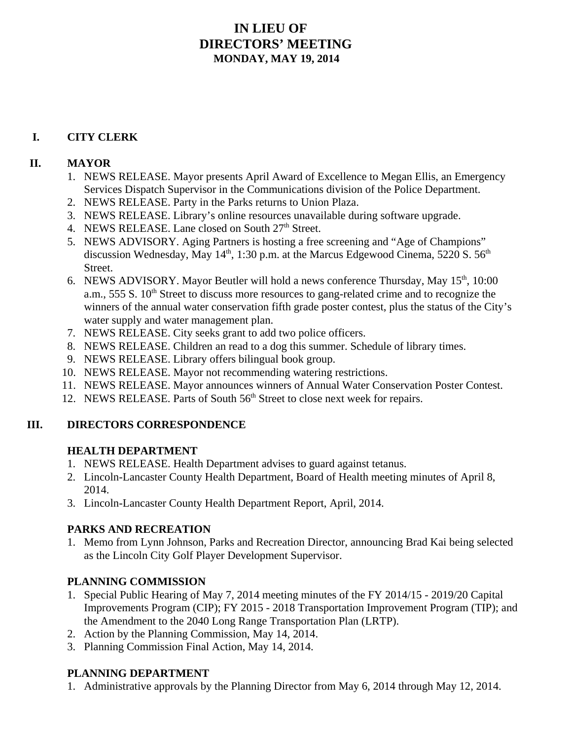# IN LIEU OF
# DIRECTORS' MEETING
## MONDAY, MAY 19, 2014

## I. CITY CLERK

## II. MAYOR

1. NEWS RELEASE. Mayor presents April Award of Excellence to Megan Ellis, an Emergency Services Dispatch Supervisor in the Communications division of the Police Department.
2. NEWS RELEASE. Party in the Parks returns to Union Plaza.
3. NEWS RELEASE. Library's online resources unavailable during software upgrade.
4. NEWS RELEASE. Lane closed on South 27th Street.
5. NEWS ADVISORY. Aging Partners is hosting a free screening and "Age of Champions" discussion Wednesday, May 14th, 1:30 p.m. at the Marcus Edgewood Cinema, 5220 S. 56th Street.
6. NEWS ADVISORY. Mayor Beutler will hold a news conference Thursday, May 15th, 10:00 a.m., 555 S. 10th Street to discuss more resources to gang-related crime and to recognize the winners of the annual water conservation fifth grade poster contest, plus the status of the City's water supply and water management plan.
7. NEWS RELEASE. City seeks grant to add two police officers.
8. NEWS RELEASE. Children an read to a dog this summer. Schedule of library times.
9. NEWS RELEASE. Library offers bilingual book group.
10. NEWS RELEASE. Mayor not recommending watering restrictions.
11. NEWS RELEASE. Mayor announces winners of Annual Water Conservation Poster Contest.
12. NEWS RELEASE. Parts of South 56th Street to close next week for repairs.

## III. DIRECTORS CORRESPONDENCE

### HEALTH DEPARTMENT

1. NEWS RELEASE. Health Department advises to guard against tetanus.
2. Lincoln-Lancaster County Health Department, Board of Health meeting minutes of April 8, 2014.
3. Lincoln-Lancaster County Health Department Report, April, 2014.

### PARKS AND RECREATION

1. Memo from Lynn Johnson, Parks and Recreation Director, announcing Brad Kai being selected as the Lincoln City Golf Player Development Supervisor.

### PLANNING COMMISSION

1. Special Public Hearing of May 7, 2014 meeting minutes of the FY 2014/15 - 2019/20 Capital Improvements Program (CIP); FY 2015 - 2018 Transportation Improvement Program (TIP); and the Amendment to the 2040 Long Range Transportation Plan (LRTP).
2. Action by the Planning Commission, May 14, 2014.
3. Planning Commission Final Action, May 14, 2014.

### PLANNING DEPARTMENT

1. Administrative approvals by the Planning Director from May 6, 2014 through May 12, 2014.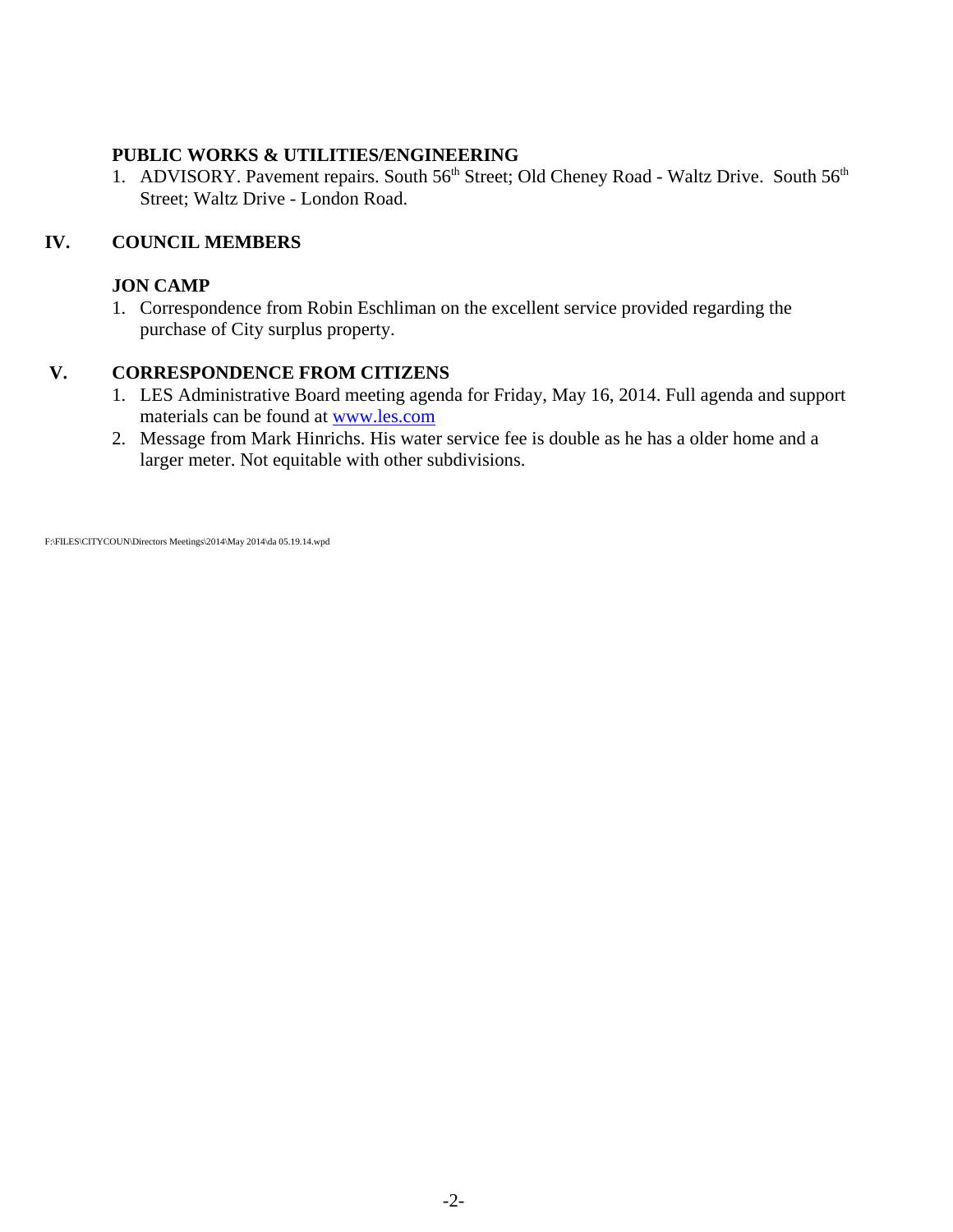**PUBLIC WORKS & UTILITIES/ENGINEERING**

1. ADVISORY. Pavement repairs. South 56th Street; Old Cheney Road - Waltz Drive. South 56th Street; Waltz Drive - London Road.

## IV. COUNCIL MEMBERS

**JON CAMP**

1. Correspondence from Robin Eschliman on the excellent service provided regarding the purchase of City surplus property.

## V. CORRESPONDENCE FROM CITIZENS

1. LES Administrative Board meeting agenda for Friday, May 16, 2014. Full agenda and support materials can be found at www.les.com
2. Message from Mark Hinrichs. His water service fee is double as he has a older home and a larger meter. Not equitable with other subdivisions.

F:\FILES\CITYCOUN\Directors Meetings\2014\May 2014\da 05.19.14.wpd